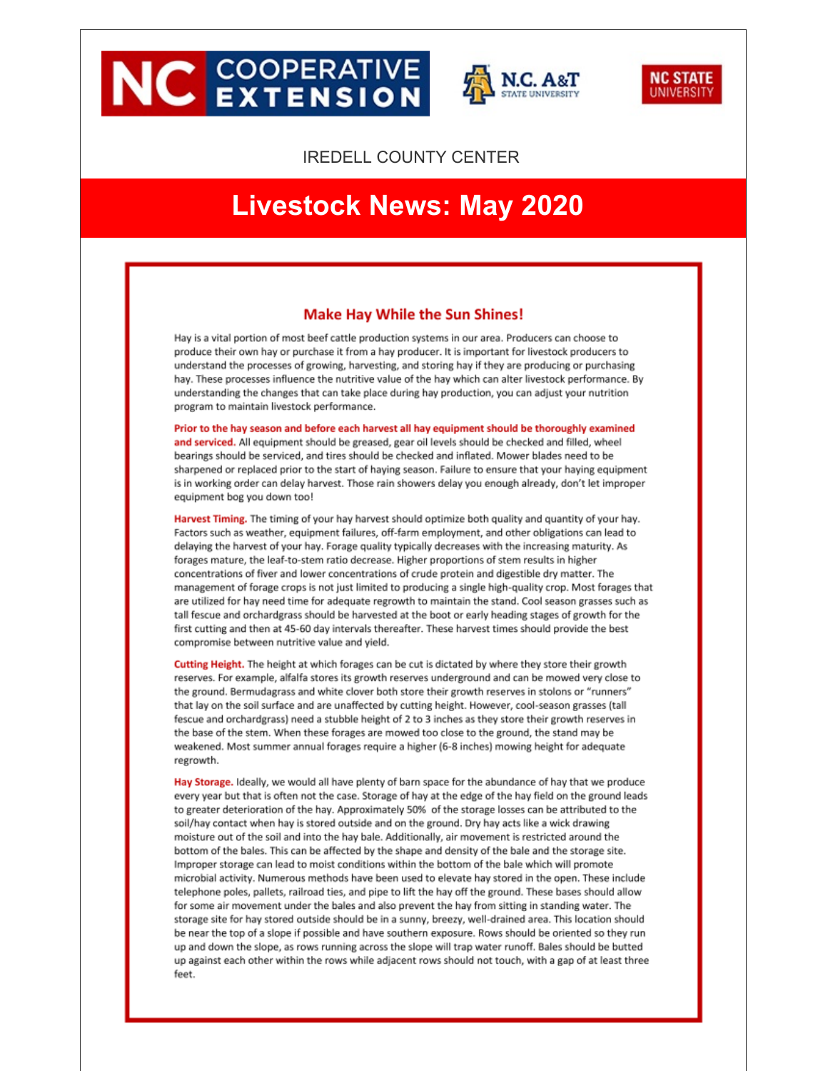NC COOPERATIVE EXTENSION | N.C. A&T STATE UNIVERSITY | NC STATE UNIVERSITY

IREDELL COUNTY CENTER

# Livestock News: May 2020

## Make Hay While the Sun Shines!

Hay is a vital portion of most beef cattle production systems in our area. Producers can choose to produce their own hay or purchase it from a hay producer. It is important for livestock producers to understand the processes of growing, harvesting, and storing hay if they are producing or purchasing hay. These processes influence the nutritive value of the hay which can alter livestock performance. By understanding the changes that can take place during hay production, you can adjust your nutrition program to maintain livestock performance.

**Prior to the hay season and before each harvest all hay equipment should be thoroughly examined and serviced.** All equipment should be greased, gear oil levels should be checked and filled, wheel bearings should be serviced, and tires should be checked and inflated. Mower blades need to be sharpened or replaced prior to the start of haying season. Failure to ensure that your haying equipment is in working order can delay harvest. Those rain showers delay you enough already, don't let improper equipment bog you down too!

**Harvest Timing.** The timing of your hay harvest should optimize both quality and quantity of your hay. Factors such as weather, equipment failures, off-farm employment, and other obligations can lead to delaying the harvest of your hay. Forage quality typically decreases with the increasing maturity. As forages mature, the leaf-to-stem ratio decrease. Higher proportions of stem results in higher concentrations of fiver and lower concentrations of crude protein and digestible dry matter. The management of forage crops is not just limited to producing a single high-quality crop. Most forages that are utilized for hay need time for adequate regrowth to maintain the stand. Cool season grasses such as tall fescue and orchardgrass should be harvested at the boot or early heading stages of growth for the first cutting and then at 45-60 day intervals thereafter. These harvest times should provide the best compromise between nutritive value and yield.

**Cutting Height.** The height at which forages can be cut is dictated by where they store their growth reserves. For example, alfalfa stores its growth reserves underground and can be mowed very close to the ground. Bermudagrass and white clover both store their growth reserves in stolons or "runners" that lay on the soil surface and are unaffected by cutting height. However, cool-season grasses (tall fescue and orchardgrass) need a stubble height of 2 to 3 inches as they store their growth reserves in the base of the stem. When these forages are mowed too close to the ground, the stand may be weakened. Most summer annual forages require a higher (6-8 inches) mowing height for adequate regrowth.

**Hay Storage.** Ideally, we would all have plenty of barn space for the abundance of hay that we produce every year but that is often not the case. Storage of hay at the edge of the hay field on the ground leads to greater deterioration of the hay. Approximately 50% of the storage losses can be attributed to the soil/hay contact when hay is stored outside and on the ground. Dry hay acts like a wick drawing moisture out of the soil and into the hay bale. Additionally, air movement is restricted around the bottom of the bales. This can be affected by the shape and density of the bale and the storage site. Improper storage can lead to moist conditions within the bottom of the bale which will promote microbial activity. Numerous methods have been used to elevate hay stored in the open. These include telephone poles, pallets, railroad ties, and pipe to lift the hay off the ground. These bases should allow for some air movement under the bales and also prevent the hay from sitting in standing water. The storage site for hay stored outside should be in a sunny, breezy, well-drained area. This location should be near the top of a slope if possible and have southern exposure. Rows should be oriented so they run up and down the slope, as rows running across the slope will trap water runoff. Bales should be butted up against each other within the rows while adjacent rows should not touch, with a gap of at least three feet.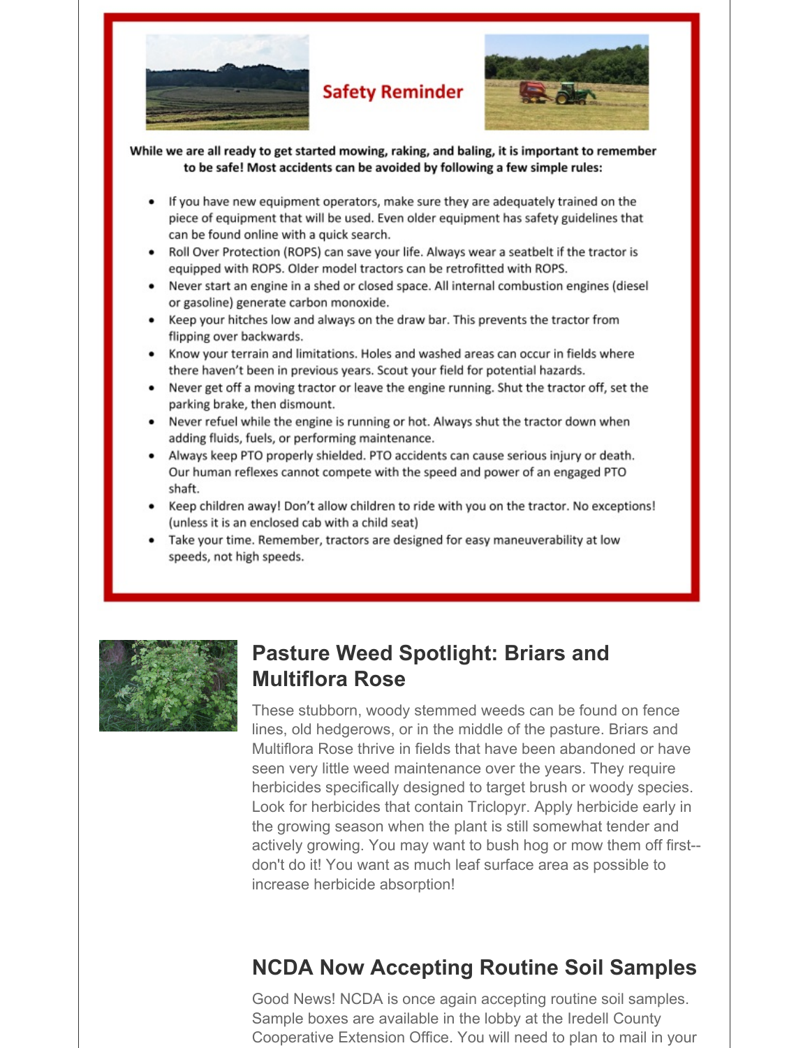## Safety Reminder

**While we are all ready to get started mowing, raking, and baling, it is important to remember to be safe! Most accidents can be avoided by following a few simple rules:**

- If you have new equipment operators, make sure they are adequately trained on the piece of equipment that will be used. Even older equipment has safety guidelines that can be found online with a quick search.
- Roll Over Protection (ROPS) can save your life. Always wear a seatbelt if the tractor is equipped with ROPS. Older model tractors can be retrofitted with ROPS.
- Never start an engine in a shed or closed space. All internal combustion engines (diesel or gasoline) generate carbon monoxide.
- Keep your hitches low and always on the draw bar. This prevents the tractor from flipping over backwards.
- Know your terrain and limitations. Holes and washed areas can occur in fields where there haven't been in previous years. Scout your field for potential hazards.
- Never get off a moving tractor or leave the engine running. Shut the tractor off, set the parking brake, then dismount.
- Never refuel while the engine is running or hot. Always shut the tractor down when adding fluids, fuels, or performing maintenance.
- Always keep PTO properly shielded. PTO accidents can cause serious injury or death. Our human reflexes cannot compete with the speed and power of an engaged PTO shaft.
- Keep children away! Don't allow children to ride with you on the tractor. No exceptions! (unless it is an enclosed cab with a child seat)
- Take your time. Remember, tractors are designed for easy maneuverability at low speeds, not high speeds.

## Pasture Weed Spotlight: Briars and Multiflora Rose

These stubborn, woody stemmed weeds can be found on fence lines, old hedgerows, or in the middle of the pasture. Briars and Multiflora Rose thrive in fields that have been abandoned or have seen very little weed maintenance over the years. They require herbicides specifically designed to target brush or woody species. Look for herbicides that contain Triclopyr. Apply herbicide early in the growing season when the plant is still somewhat tender and actively growing. You may want to bush hog or mow them off first--don't do it! You want as much leaf surface area as possible to increase herbicide absorption!

## NCDA Now Accepting Routine Soil Samples

Good News! NCDA is once again accepting routine soil samples. Sample boxes are available in the lobby at the Iredell County Cooperative Extension Office. You will need to plan to mail in your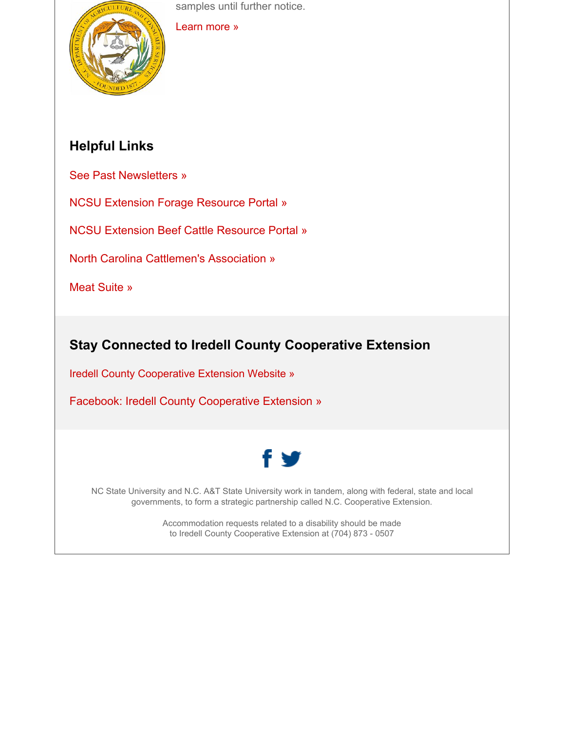samples until further notice.

Learn more »

## Helpful Links

See Past Newsletters »

NCSU Extension Forage Resource Portal »

NCSU Extension Beef Cattle Resource Portal »

North Carolina Cattlemen's Association »

Meat Suite »

## Stay Connected to Iredell County Cooperative Extension

Iredell County Cooperative Extension Website »

Facebook: Iredell County Cooperative Extension »

NC State University and N.C. A&T State University work in tandem, along with federal, state and local governments, to form a strategic partnership called N.C. Cooperative Extension.

Accommodation requests related to a disability should be made to Iredell County Cooperative Extension at (704) 873 - 0507